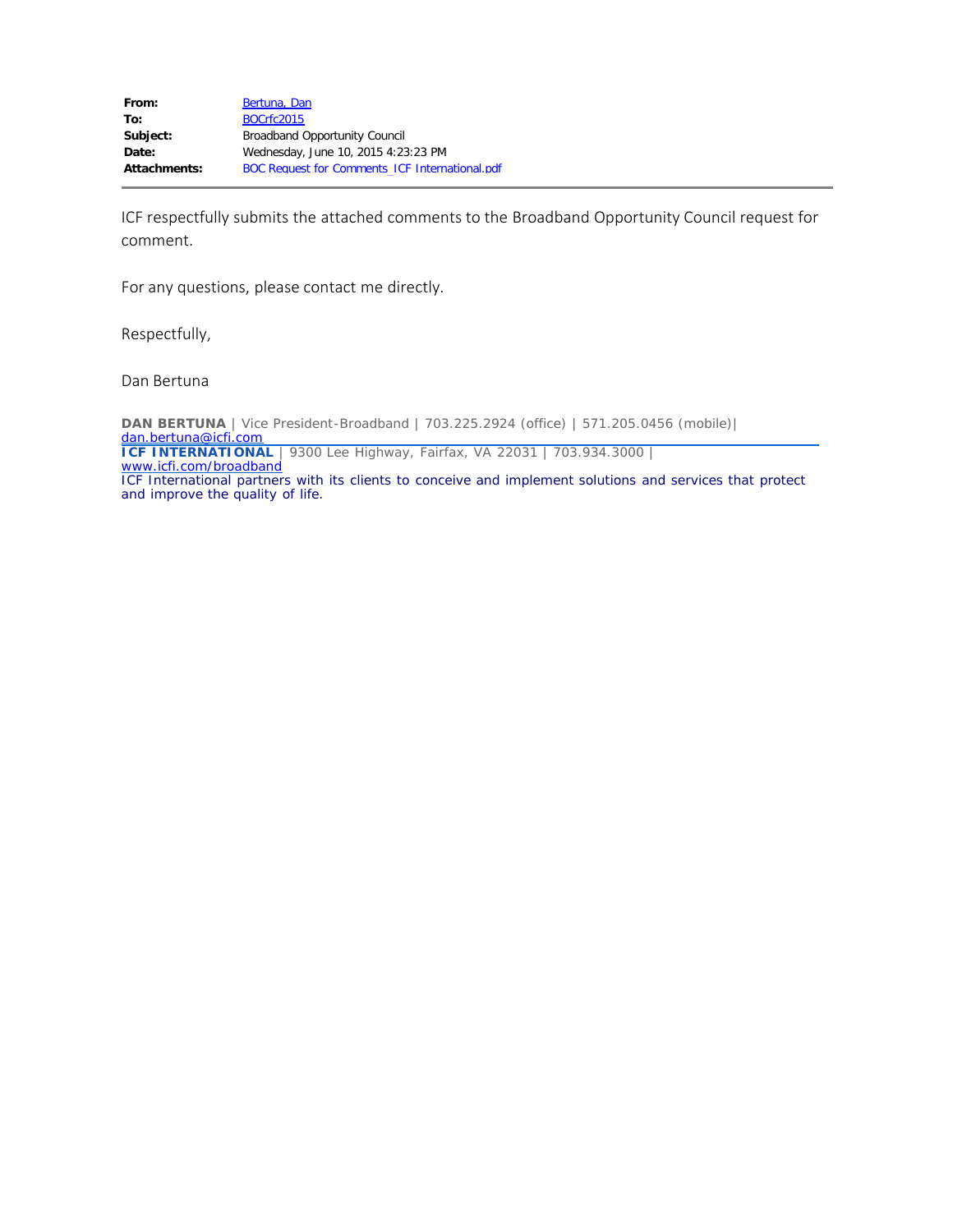| | |
|---|---|
| **From:** | Bertuna, Dan |
| **To:** | BOCrfc2015 |
| **Subject:** | Broadband Opportunity Council |
| **Date:** | Wednesday, June 10, 2015 4:23:23 PM |
| **Attachments:** | BOC Request for Comments_ICF International.pdf |

ICF respectfully submits the attached comments to the Broadband Opportunity Council request for comment.

For any questions, please contact me directly.

Respectfully,

Dan Bertuna

**DAN BERTUNA** | Vice President-Broadband | 703.225.2924 (office) | 571.205.0456 (mobile)| dan.bertuna@icfi.com

**ICF INTERNATIONAL** | 9300 Lee Highway, Fairfax, VA 22031 | 703.934.3000 | www.icfi.com/broadband

ICF International partners with its clients to conceive and implement solutions and services that protect and improve the quality of life.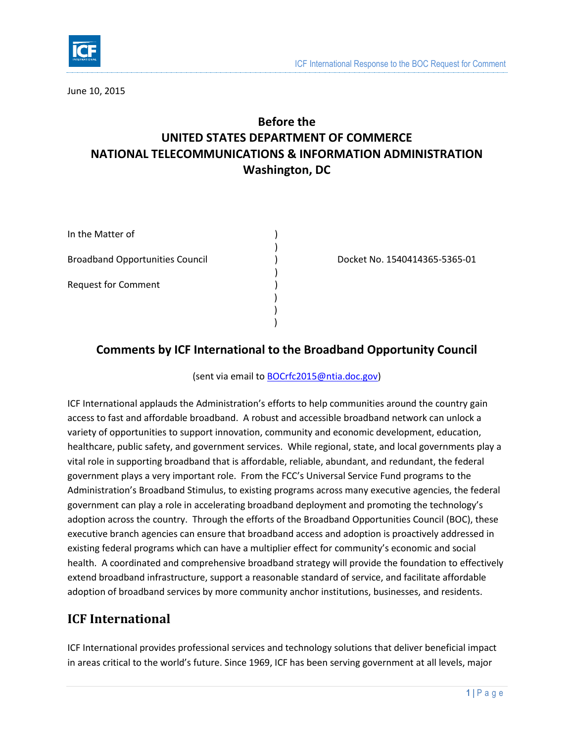June 10, 2015

# Before the
# UNITED STATES DEPARTMENT OF COMMERCE
# NATIONAL TELECOMMUNICATIONS & INFORMATION ADMINISTRATION
# Washington, DC

| | | |
|---|---|---|
| In the Matter of | ) | |
| | ) | |
| Broadband Opportunities Council | ) | Docket No. 1540414365-5365-01 |
| | ) | |
| Request for Comment | ) | |
| | ) | |
| | ) | |
| | ) | |

## Comments by ICF International to the Broadband Opportunity Council

(sent via email to BOCrfc2015@ntia.doc.gov)

ICF International applauds the Administration's efforts to help communities around the country gain access to fast and affordable broadband. A robust and accessible broadband network can unlock a variety of opportunities to support innovation, community and economic development, education, healthcare, public safety, and government services. While regional, state, and local governments play a vital role in supporting broadband that is affordable, reliable, abundant, and redundant, the federal government plays a very important role. From the FCC's Universal Service Fund programs to the Administration's Broadband Stimulus, to existing programs across many executive agencies, the federal government can play a role in accelerating broadband deployment and promoting the technology's adoption across the country. Through the efforts of the Broadband Opportunities Council (BOC), these executive branch agencies can ensure that broadband access and adoption is proactively addressed in existing federal programs which can have a multiplier effect for community's economic and social health. A coordinated and comprehensive broadband strategy will provide the foundation to effectively extend broadband infrastructure, support a reasonable standard of service, and facilitate affordable adoption of broadband services by more community anchor institutions, businesses, and residents.

## ICF International

ICF International provides professional services and technology solutions that deliver beneficial impact in areas critical to the world's future. Since 1969, ICF has been serving government at all levels, major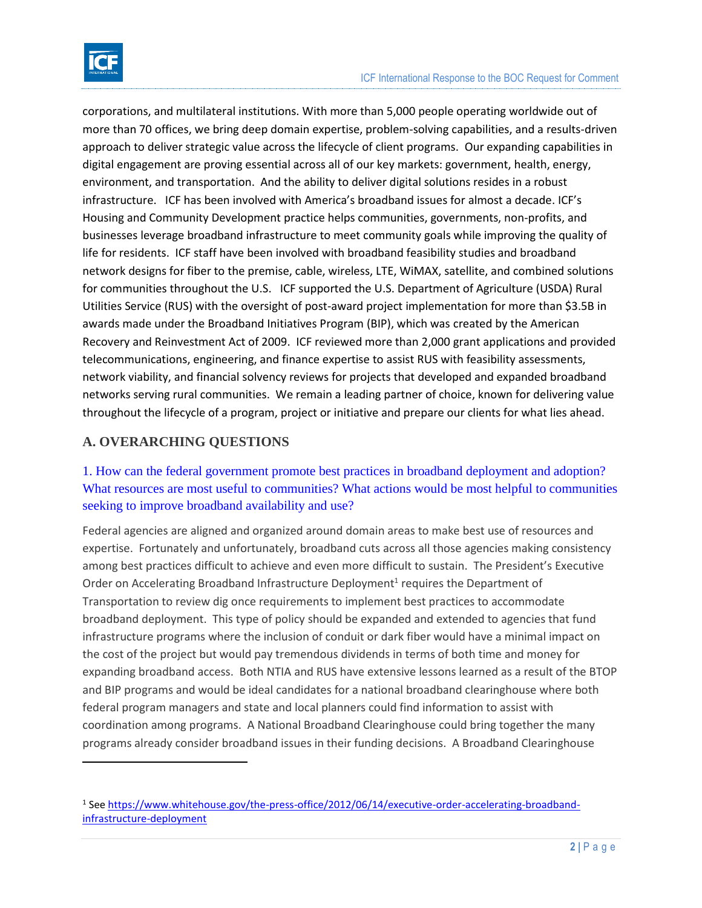corporations, and multilateral institutions. With more than 5,000 people operating worldwide out of more than 70 offices, we bring deep domain expertise, problem-solving capabilities, and a results-driven approach to deliver strategic value across the lifecycle of client programs. Our expanding capabilities in digital engagement are proving essential across all of our key markets: government, health, energy, environment, and transportation. And the ability to deliver digital solutions resides in a robust infrastructure. ICF has been involved with America's broadband issues for almost a decade. ICF's Housing and Community Development practice helps communities, governments, non-profits, and businesses leverage broadband infrastructure to meet community goals while improving the quality of life for residents. ICF staff have been involved with broadband feasibility studies and broadband network designs for fiber to the premise, cable, wireless, LTE, WiMAX, satellite, and combined solutions for communities throughout the U.S. ICF supported the U.S. Department of Agriculture (USDA) Rural Utilities Service (RUS) with the oversight of post-award project implementation for more than $3.5B in awards made under the Broadband Initiatives Program (BIP), which was created by the American Recovery and Reinvestment Act of 2009. ICF reviewed more than 2,000 grant applications and provided telecommunications, engineering, and finance expertise to assist RUS with feasibility assessments, network viability, and financial solvency reviews for projects that developed and expanded broadband networks serving rural communities. We remain a leading partner of choice, known for delivering value throughout the lifecycle of a program, project or initiative and prepare our clients for what lies ahead.

## A. OVERARCHING QUESTIONS

### 1. How can the federal government promote best practices in broadband deployment and adoption? What resources are most useful to communities? What actions would be most helpful to communities seeking to improve broadband availability and use?

Federal agencies are aligned and organized around domain areas to make best use of resources and expertise. Fortunately and unfortunately, broadband cuts across all those agencies making consistency among best practices difficult to achieve and even more difficult to sustain. The President's Executive Order on Accelerating Broadband Infrastructure Deployment[1] requires the Department of Transportation to review dig once requirements to implement best practices to accommodate broadband deployment. This type of policy should be expanded and extended to agencies that fund infrastructure programs where the inclusion of conduit or dark fiber would have a minimal impact on the cost of the project but would pay tremendous dividends in terms of both time and money for expanding broadband access. Both NTIA and RUS have extensive lessons learned as a result of the BTOP and BIP programs and would be ideal candidates for a national broadband clearinghouse where both federal program managers and state and local planners could find information to assist with coordination among programs. A National Broadband Clearinghouse could bring together the many programs already consider broadband issues in their funding decisions. A Broadband Clearinghouse

[1] See https://www.whitehouse.gov/the-press-office/2012/06/14/executive-order-accelerating-broadband-infrastructure-deployment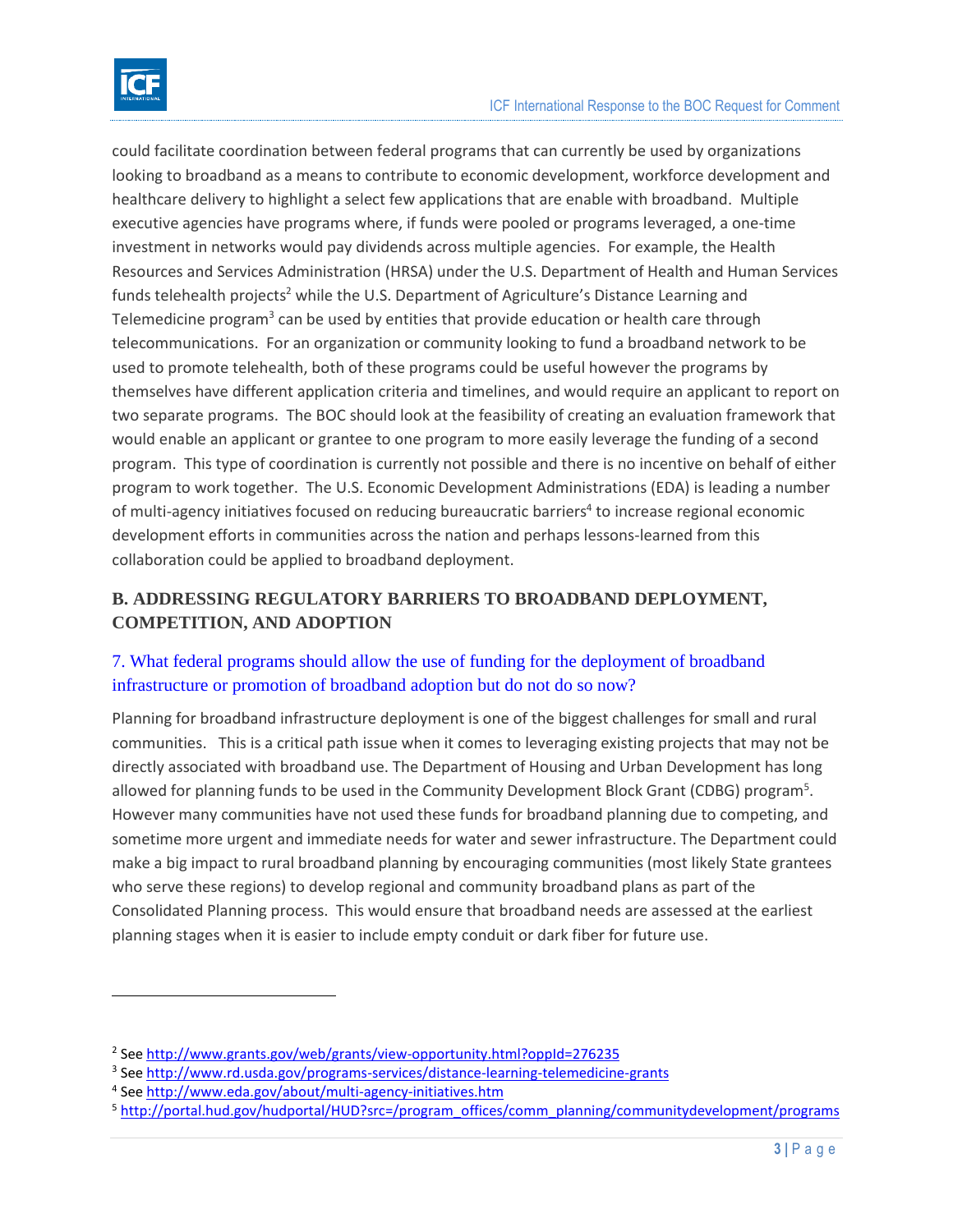could facilitate coordination between federal programs that can currently be used by organizations looking to broadband as a means to contribute to economic development, workforce development and healthcare delivery to highlight a select few applications that are enable with broadband. Multiple executive agencies have programs where, if funds were pooled or programs leveraged, a one-time investment in networks would pay dividends across multiple agencies. For example, the Health Resources and Services Administration (HRSA) under the U.S. Department of Health and Human Services funds telehealth projects[2] while the U.S. Department of Agriculture's Distance Learning and Telemedicine program[3] can be used by entities that provide education or health care through telecommunications. For an organization or community looking to fund a broadband network to be used to promote telehealth, both of these programs could be useful however the programs by themselves have different application criteria and timelines, and would require an applicant to report on two separate programs. The BOC should look at the feasibility of creating an evaluation framework that would enable an applicant or grantee to one program to more easily leverage the funding of a second program. This type of coordination is currently not possible and there is no incentive on behalf of either program to work together. The U.S. Economic Development Administrations (EDA) is leading a number of multi-agency initiatives focused on reducing bureaucratic barriers[4] to increase regional economic development efforts in communities across the nation and perhaps lessons-learned from this collaboration could be applied to broadband deployment.

## B. ADDRESSING REGULATORY BARRIERS TO BROADBAND DEPLOYMENT, COMPETITION, AND ADOPTION

### 7. What federal programs should allow the use of funding for the deployment of broadband infrastructure or promotion of broadband adoption but do not do so now?

Planning for broadband infrastructure deployment is one of the biggest challenges for small and rural communities. This is a critical path issue when it comes to leveraging existing projects that may not be directly associated with broadband use. The Department of Housing and Urban Development has long allowed for planning funds to be used in the Community Development Block Grant (CDBG) program[5]. However many communities have not used these funds for broadband planning due to competing, and sometime more urgent and immediate needs for water and sewer infrastructure. The Department could make a big impact to rural broadband planning by encouraging communities (most likely State grantees who serve these regions) to develop regional and community broadband plans as part of the Consolidated Planning process. This would ensure that broadband needs are assessed at the earliest planning stages when it is easier to include empty conduit or dark fiber for future use.

---

[2] See http://www.grants.gov/web/grants/view-opportunity.html?oppId=276235

[3] See http://www.rd.usda.gov/programs-services/distance-learning-telemedicine-grants

[4] See http://www.eda.gov/about/multi-agency-initiatives.htm

[5] http://portal.hud.gov/hudportal/HUD?src=/program_offices/comm_planning/communitydevelopment/programs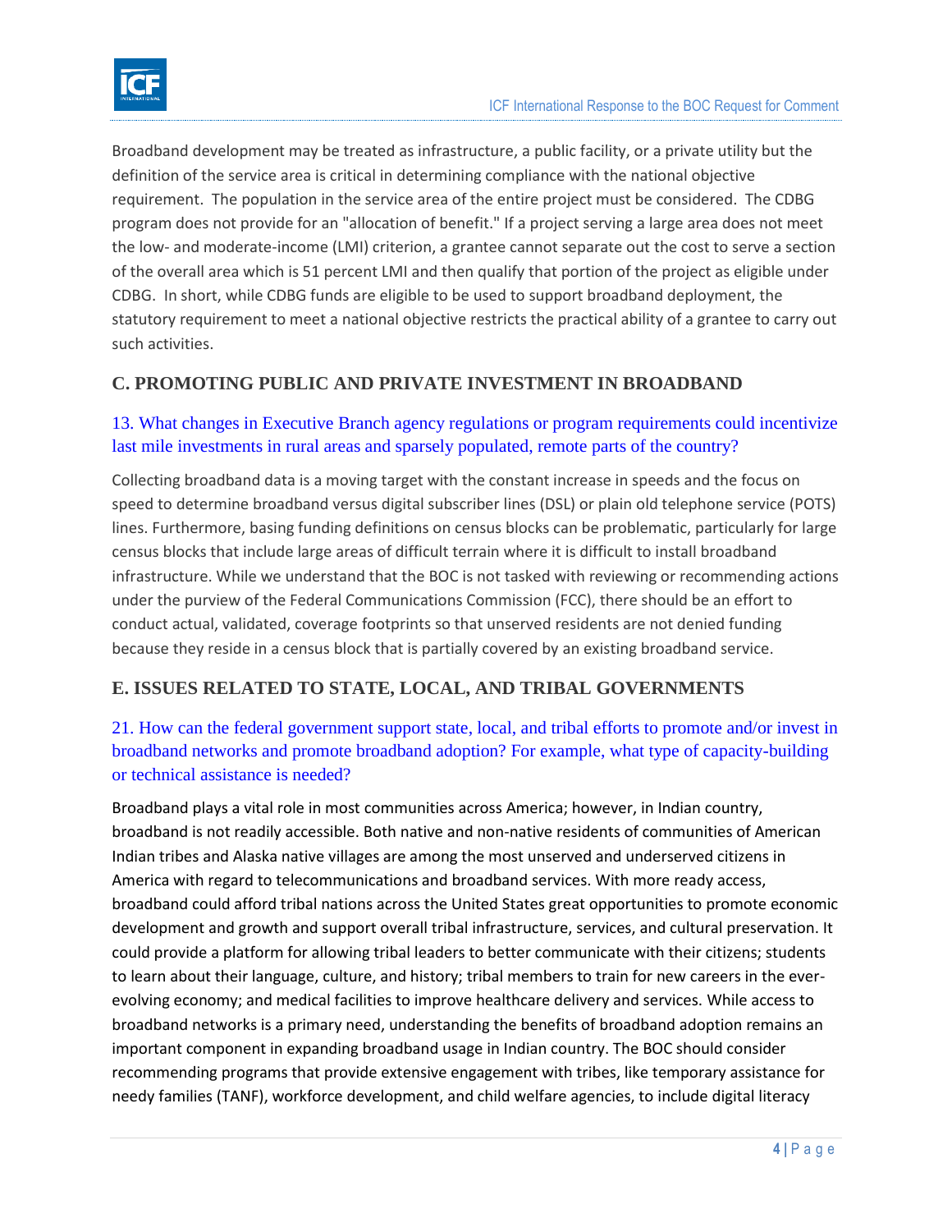Broadband development may be treated as infrastructure, a public facility, or a private utility but the definition of the service area is critical in determining compliance with the national objective requirement. The population in the service area of the entire project must be considered. The CDBG program does not provide for an "allocation of benefit." If a project serving a large area does not meet the low- and moderate-income (LMI) criterion, a grantee cannot separate out the cost to serve a section of the overall area which is 51 percent LMI and then qualify that portion of the project as eligible under CDBG. In short, while CDBG funds are eligible to be used to support broadband deployment, the statutory requirement to meet a national objective restricts the practical ability of a grantee to carry out such activities.

## C. PROMOTING PUBLIC AND PRIVATE INVESTMENT IN BROADBAND

### 13. What changes in Executive Branch agency regulations or program requirements could incentivize last mile investments in rural areas and sparsely populated, remote parts of the country?

Collecting broadband data is a moving target with the constant increase in speeds and the focus on speed to determine broadband versus digital subscriber lines (DSL) or plain old telephone service (POTS) lines. Furthermore, basing funding definitions on census blocks can be problematic, particularly for large census blocks that include large areas of difficult terrain where it is difficult to install broadband infrastructure. While we understand that the BOC is not tasked with reviewing or recommending actions under the purview of the Federal Communications Commission (FCC), there should be an effort to conduct actual, validated, coverage footprints so that unserved residents are not denied funding because they reside in a census block that is partially covered by an existing broadband service.

## E. ISSUES RELATED TO STATE, LOCAL, AND TRIBAL GOVERNMENTS

### 21. How can the federal government support state, local, and tribal efforts to promote and/or invest in broadband networks and promote broadband adoption? For example, what type of capacity-building or technical assistance is needed?

Broadband plays a vital role in most communities across America; however, in Indian country, broadband is not readily accessible. Both native and non-native residents of communities of American Indian tribes and Alaska native villages are among the most unserved and underserved citizens in America with regard to telecommunications and broadband services. With more ready access, broadband could afford tribal nations across the United States great opportunities to promote economic development and growth and support overall tribal infrastructure, services, and cultural preservation. It could provide a platform for allowing tribal leaders to better communicate with their citizens; students to learn about their language, culture, and history; tribal members to train for new careers in the ever-evolving economy; and medical facilities to improve healthcare delivery and services. While access to broadband networks is a primary need, understanding the benefits of broadband adoption remains an important component in expanding broadband usage in Indian country. The BOC should consider recommending programs that provide extensive engagement with tribes, like temporary assistance for needy families (TANF), workforce development, and child welfare agencies, to include digital literacy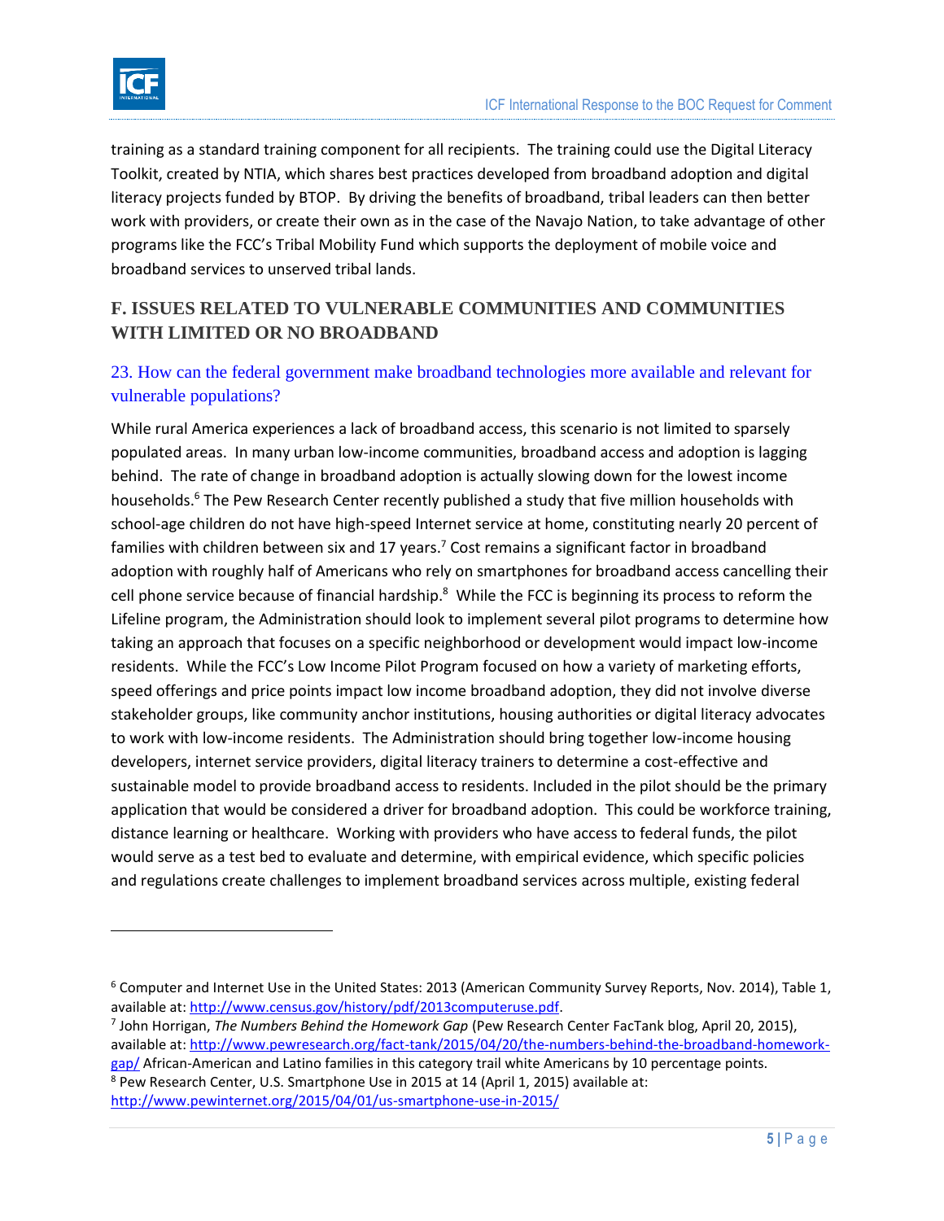training as a standard training component for all recipients. The training could use the Digital Literacy Toolkit, created by NTIA, which shares best practices developed from broadband adoption and digital literacy projects funded by BTOP. By driving the benefits of broadband, tribal leaders can then better work with providers, or create their own as in the case of the Navajo Nation, to take advantage of other programs like the FCC's Tribal Mobility Fund which supports the deployment of mobile voice and broadband services to unserved tribal lands.

## F. ISSUES RELATED TO VULNERABLE COMMUNITIES AND COMMUNITIES WITH LIMITED OR NO BROADBAND

### 23. How can the federal government make broadband technologies more available and relevant for vulnerable populations?

While rural America experiences a lack of broadband access, this scenario is not limited to sparsely populated areas. In many urban low-income communities, broadband access and adoption is lagging behind. The rate of change in broadband adoption is actually slowing down for the lowest income households.[6] The Pew Research Center recently published a study that five million households with school-age children do not have high-speed Internet service at home, constituting nearly 20 percent of families with children between six and 17 years.[7] Cost remains a significant factor in broadband adoption with roughly half of Americans who rely on smartphones for broadband access cancelling their cell phone service because of financial hardship.[8] While the FCC is beginning its process to reform the Lifeline program, the Administration should look to implement several pilot programs to determine how taking an approach that focuses on a specific neighborhood or development would impact low-income residents. While the FCC's Low Income Pilot Program focused on how a variety of marketing efforts, speed offerings and price points impact low income broadband adoption, they did not involve diverse stakeholder groups, like community anchor institutions, housing authorities or digital literacy advocates to work with low-income residents. The Administration should bring together low-income housing developers, internet service providers, digital literacy trainers to determine a cost-effective and sustainable model to provide broadband access to residents. Included in the pilot should be the primary application that would be considered a driver for broadband adoption. This could be workforce training, distance learning or healthcare. Working with providers who have access to federal funds, the pilot would serve as a test bed to evaluate and determine, with empirical evidence, which specific policies and regulations create challenges to implement broadband services across multiple, existing federal

---

[6] Computer and Internet Use in the United States: 2013 (American Community Survey Reports, Nov. 2014), Table 1, available at: http://www.census.gov/history/pdf/2013computeruse.pdf.

[7] John Horrigan, *The Numbers Behind the Homework Gap* (Pew Research Center FacTank blog, April 20, 2015), available at: http://www.pewresearch.org/fact-tank/2015/04/20/the-numbers-behind-the-broadband-homework-gap/ African-American and Latino families in this category trail white Americans by 10 percentage points.

[8] Pew Research Center, U.S. Smartphone Use in 2015 at 14 (April 1, 2015) available at: http://www.pewinternet.org/2015/04/01/us-smartphone-use-in-2015/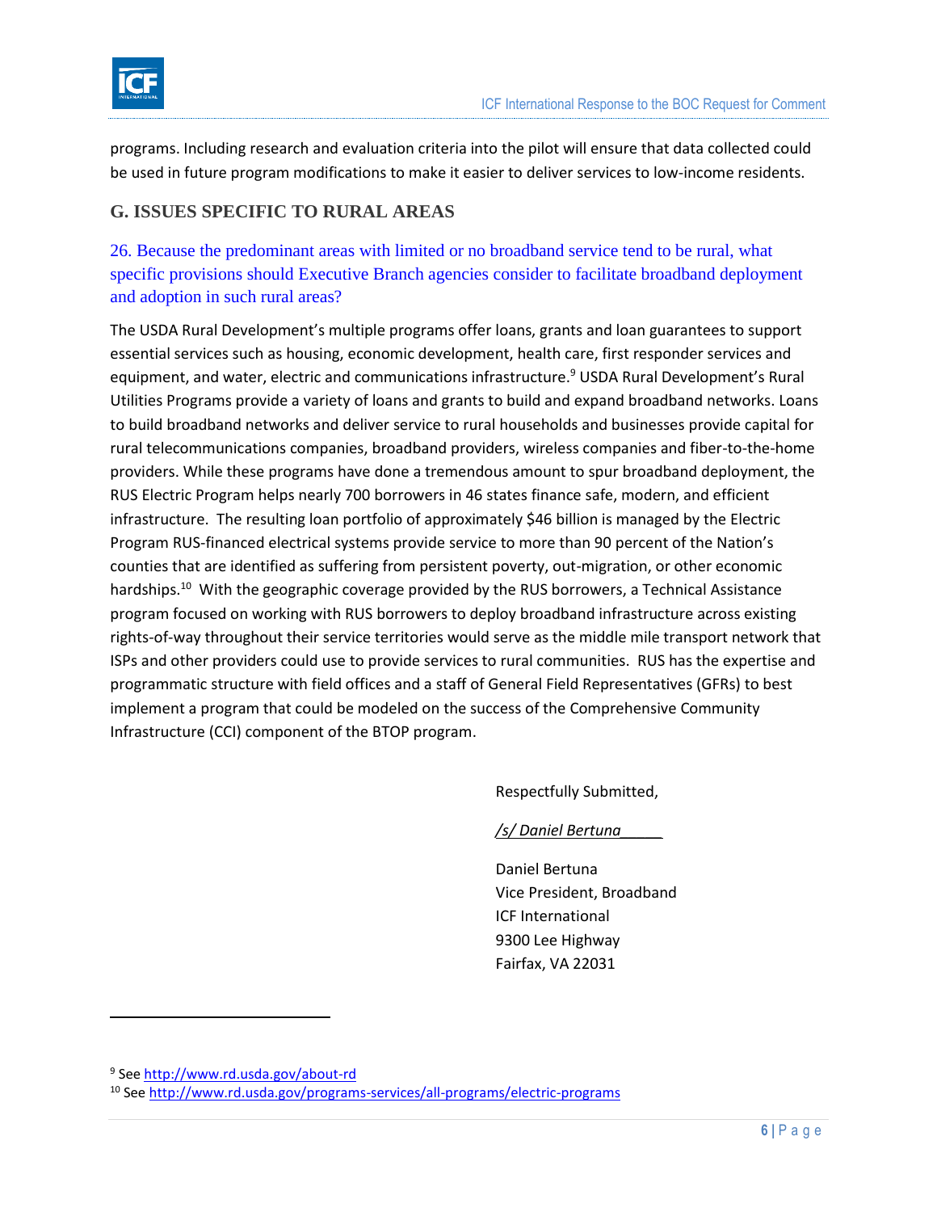programs. Including research and evaluation criteria into the pilot will ensure that data collected could be used in future program modifications to make it easier to deliver services to low-income residents.

## G. ISSUES SPECIFIC TO RURAL AREAS

### 26. Because the predominant areas with limited or no broadband service tend to be rural, what specific provisions should Executive Branch agencies consider to facilitate broadband deployment and adoption in such rural areas?

The USDA Rural Development's multiple programs offer loans, grants and loan guarantees to support essential services such as housing, economic development, health care, first responder services and equipment, and water, electric and communications infrastructure.[9] USDA Rural Development's Rural Utilities Programs provide a variety of loans and grants to build and expand broadband networks. Loans to build broadband networks and deliver service to rural households and businesses provide capital for rural telecommunications companies, broadband providers, wireless companies and fiber-to-the-home providers. While these programs have done a tremendous amount to spur broadband deployment, the RUS Electric Program helps nearly 700 borrowers in 46 states finance safe, modern, and efficient infrastructure. The resulting loan portfolio of approximately $46 billion is managed by the Electric Program RUS-financed electrical systems provide service to more than 90 percent of the Nation's counties that are identified as suffering from persistent poverty, out-migration, or other economic hardships.[10] With the geographic coverage provided by the RUS borrowers, a Technical Assistance program focused on working with RUS borrowers to deploy broadband infrastructure across existing rights-of-way throughout their service territories would serve as the middle mile transport network that ISPs and other providers could use to provide services to rural communities. RUS has the expertise and programmatic structure with field offices and a staff of General Field Representatives (GFRs) to best implement a program that could be modeled on the success of the Comprehensive Community Infrastructure (CCI) component of the BTOP program.

Respectfully Submitted,

*/s/ Daniel Bertuna*_____

Daniel Bertuna
Vice President, Broadband
ICF International
9300 Lee Highway
Fairfax, VA 22031

---

[9] See http://www.rd.usda.gov/about-rd

[10] See http://www.rd.usda.gov/programs-services/all-programs/electric-programs